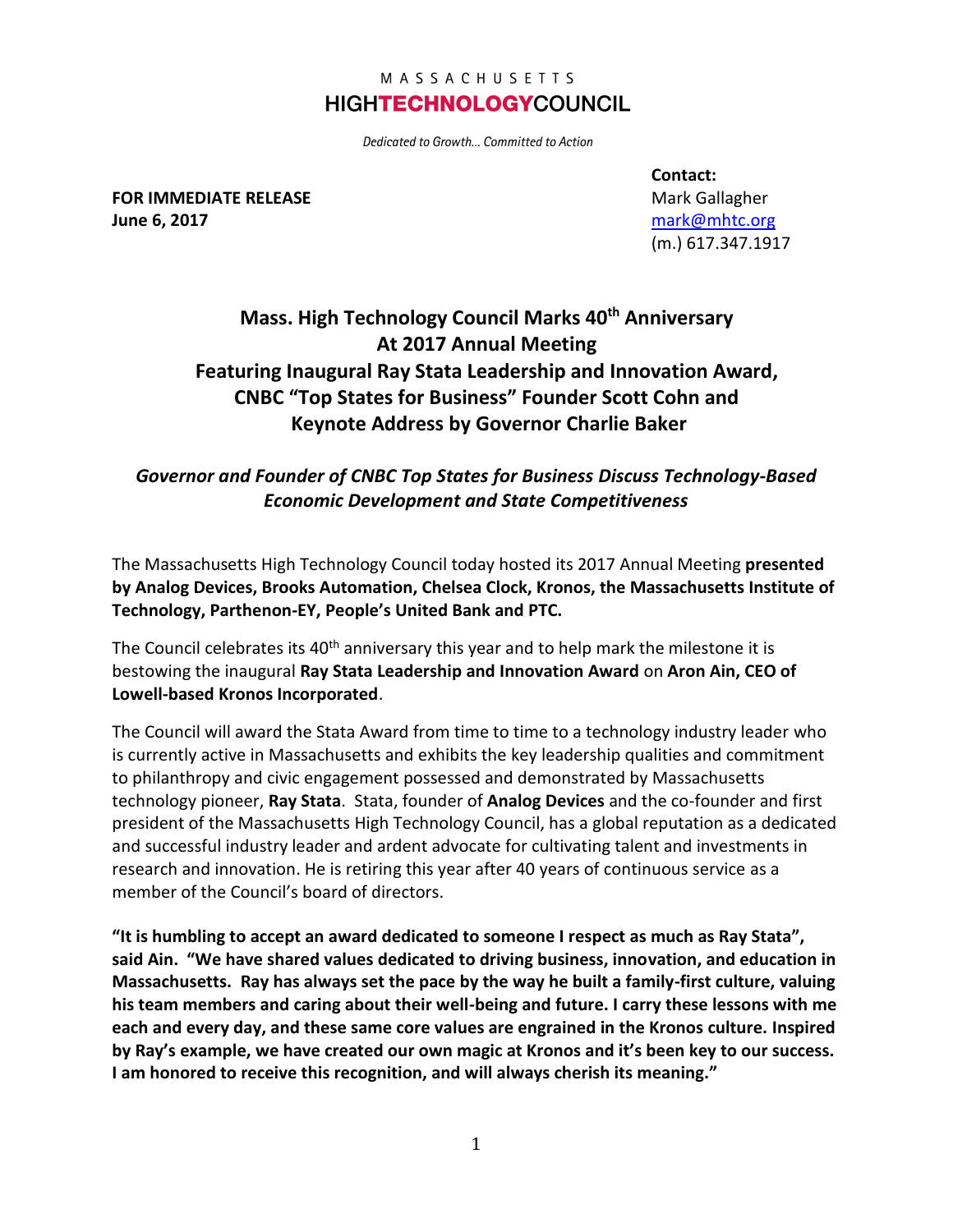MASSACHUSETTS

**HIGHTECHNOLOGYCOUNCIL**

*Dedicated to Growth… Committed to Action*

**FOR IMMEDIATE RELEASE**
**June 6, 2017**

**Contact:**
Mark Gallagher
mark@mhtc.org
(m.) 617.347.1917

# Mass. High Technology Council Marks 40th Anniversary At 2017 Annual Meeting Featuring Inaugural Ray Stata Leadership and Innovation Award, CNBC "Top States for Business" Founder Scott Cohn and Keynote Address by Governor Charlie Baker

***Governor and Founder of CNBC Top States for Business Discuss Technology-Based Economic Development and State Competitiveness***

The Massachusetts High Technology Council today hosted its 2017 Annual Meeting **presented by Analog Devices, Brooks Automation, Chelsea Clock, Kronos, the Massachusetts Institute of Technology, Parthenon-EY, People's United Bank and PTC.**

The Council celebrates its 40th anniversary this year and to help mark the milestone it is bestowing the inaugural **Ray Stata Leadership and Innovation Award** on **Aron Ain, CEO of Lowell-based Kronos Incorporated**.

The Council will award the Stata Award from time to time to a technology industry leader who is currently active in Massachusetts and exhibits the key leadership qualities and commitment to philanthropy and civic engagement possessed and demonstrated by Massachusetts technology pioneer, **Ray Stata**. Stata, founder of **Analog Devices** and the co-founder and first president of the Massachusetts High Technology Council, has a global reputation as a dedicated and successful industry leader and ardent advocate for cultivating talent and investments in research and innovation. He is retiring this year after 40 years of continuous service as a member of the Council's board of directors.

**"It is humbling to accept an award dedicated to someone I respect as much as Ray Stata", said Ain. "We have shared values dedicated to driving business, innovation, and education in Massachusetts. Ray has always set the pace by the way he built a family-first culture, valuing his team members and caring about their well-being and future. I carry these lessons with me each and every day, and these same core values are engrained in the Kronos culture. Inspired by Ray's example, we have created our own magic at Kronos and it's been key to our success. I am honored to receive this recognition, and will always cherish its meaning."**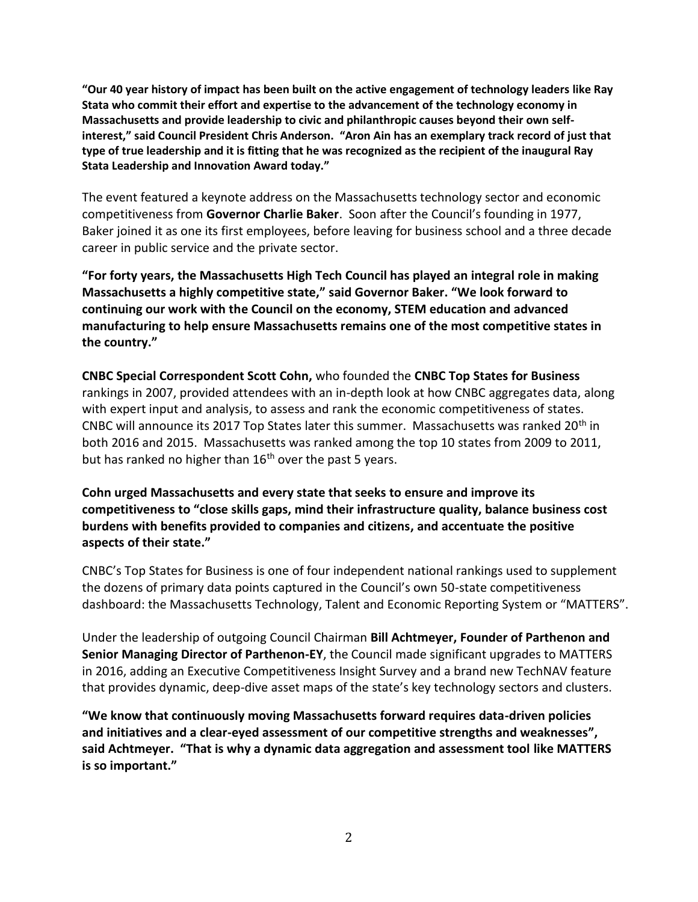**"Our 40 year history of impact has been built on the active engagement of technology leaders like Ray Stata who commit their effort and expertise to the advancement of the technology economy in Massachusetts and provide leadership to civic and philanthropic causes beyond their own self-interest," said Council President Chris Anderson. "Aron Ain has an exemplary track record of just that type of true leadership and it is fitting that he was recognized as the recipient of the inaugural Ray Stata Leadership and Innovation Award today."**

The event featured a keynote address on the Massachusetts technology sector and economic competitiveness from **Governor Charlie Baker**. Soon after the Council's founding in 1977, Baker joined it as one its first employees, before leaving for business school and a three decade career in public service and the private sector.

**"For forty years, the Massachusetts High Tech Council has played an integral role in making Massachusetts a highly competitive state," said Governor Baker. "We look forward to continuing our work with the Council on the economy, STEM education and advanced manufacturing to help ensure Massachusetts remains one of the most competitive states in the country."**

**CNBC Special Correspondent Scott Cohn,** who founded the **CNBC Top States for Business** rankings in 2007, provided attendees with an in-depth look at how CNBC aggregates data, along with expert input and analysis, to assess and rank the economic competitiveness of states. CNBC will announce its 2017 Top States later this summer. Massachusetts was ranked 20th in both 2016 and 2015. Massachusetts was ranked among the top 10 states from 2009 to 2011, but has ranked no higher than 16th over the past 5 years.

**Cohn urged Massachusetts and every state that seeks to ensure and improve its competitiveness to "close skills gaps, mind their infrastructure quality, balance business cost burdens with benefits provided to companies and citizens, and accentuate the positive aspects of their state."**

CNBC's Top States for Business is one of four independent national rankings used to supplement the dozens of primary data points captured in the Council's own 50-state competitiveness dashboard: the Massachusetts Technology, Talent and Economic Reporting System or "MATTERS".

Under the leadership of outgoing Council Chairman **Bill Achtmeyer, Founder of Parthenon and Senior Managing Director of Parthenon-EY**, the Council made significant upgrades to MATTERS in 2016, adding an Executive Competitiveness Insight Survey and a brand new TechNAV feature that provides dynamic, deep-dive asset maps of the state's key technology sectors and clusters.

**"We know that continuously moving Massachusetts forward requires data-driven policies and initiatives and a clear-eyed assessment of our competitive strengths and weaknesses", said Achtmeyer. "That is why a dynamic data aggregation and assessment tool like MATTERS is so important."**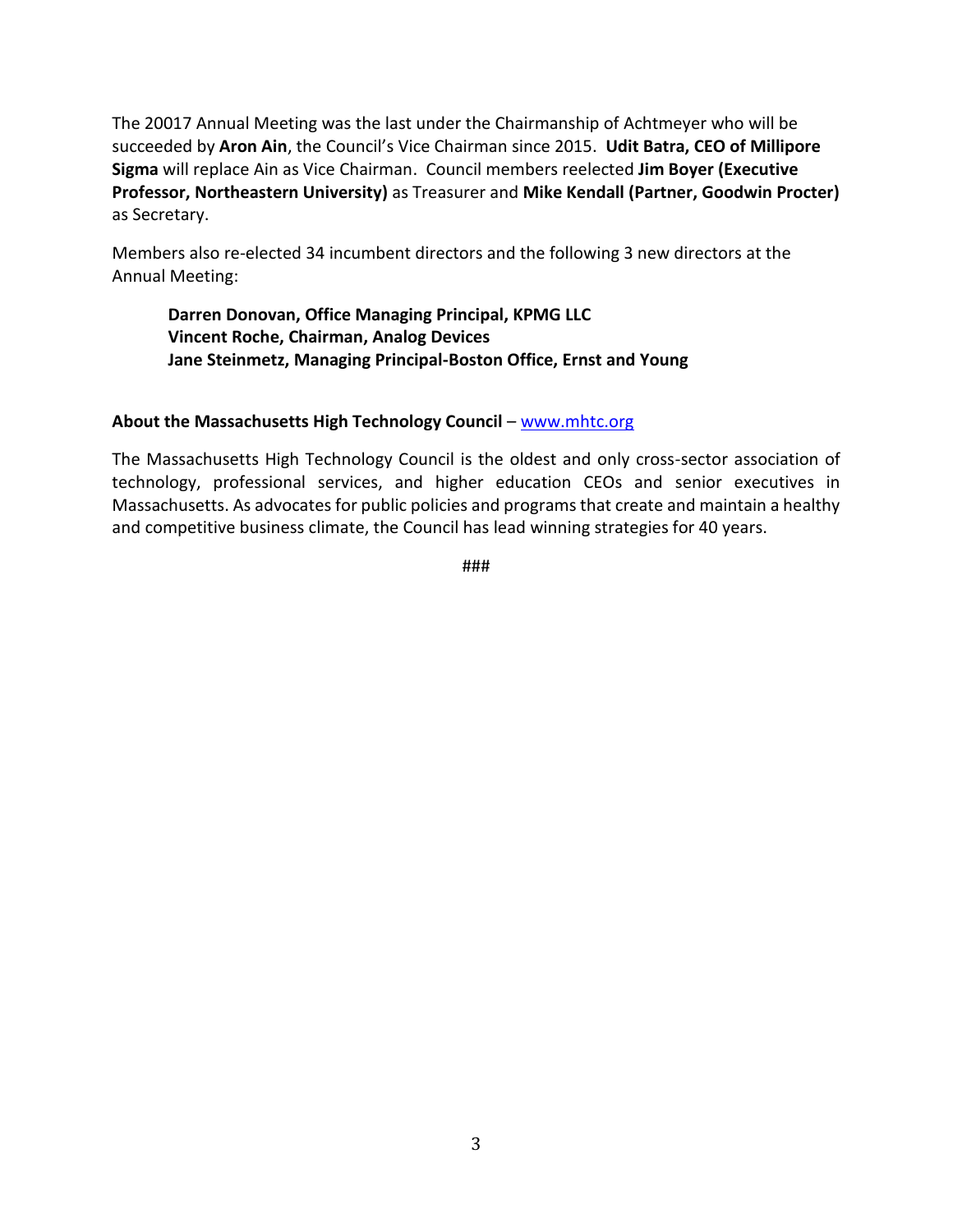The 20017 Annual Meeting was the last under the Chairmanship of Achtmeyer who will be succeeded by **Aron Ain**, the Council's Vice Chairman since 2015. **Udit Batra, CEO of Millipore Sigma** will replace Ain as Vice Chairman. Council members reelected **Jim Boyer (Executive Professor, Northeastern University)** as Treasurer and **Mike Kendall (Partner, Goodwin Procter)** as Secretary.

Members also re-elected 34 incumbent directors and the following 3 new directors at the Annual Meeting:

> **Darren Donovan, Office Managing Principal, KPMG LLC**
> **Vincent Roche, Chairman, Analog Devices**
> **Jane Steinmetz, Managing Principal-Boston Office, Ernst and Young**

**About the Massachusetts High Technology Council** – [www.mhtc.org](www.mhtc.org)

The Massachusetts High Technology Council is the oldest and only cross-sector association of technology, professional services, and higher education CEOs and senior executives in Massachusetts. As advocates for public policies and programs that create and maintain a healthy and competitive business climate, the Council has lead winning strategies for 40 years.

###